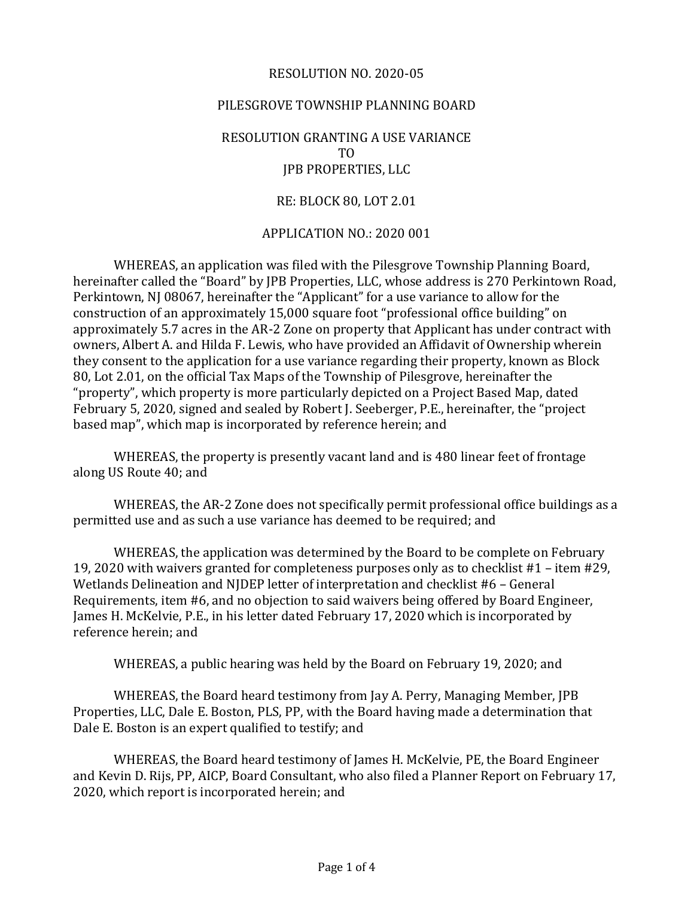RESOLUTION NO. 2020-05

PILESGROVE TOWNSHIP PLANNING BOARD

RESOLUTION GRANTING A USE VARIANCE
TO
JPB PROPERTIES, LLC

RE: BLOCK 80, LOT 2.01

APPLICATION NO.: 2020 001

WHEREAS, an application was filed with the Pilesgrove Township Planning Board, hereinafter called the "Board" by JPB Properties, LLC, whose address is 270 Perkintown Road, Perkintown, NJ 08067, hereinafter the "Applicant" for a use variance to allow for the construction of an approximately 15,000 square foot "professional office building" on approximately 5.7 acres in the AR-2 Zone on property that Applicant has under contract with owners, Albert A. and Hilda F. Lewis, who have provided an Affidavit of Ownership wherein they consent to the application for a use variance regarding their property, known as Block 80, Lot 2.01, on the official Tax Maps of the Township of Pilesgrove, hereinafter the "property", which property is more particularly depicted on a Project Based Map, dated February 5, 2020, signed and sealed by Robert J. Seeberger, P.E., hereinafter, the "project based map", which map is incorporated by reference herein; and

WHEREAS, the property is presently vacant land and is 480 linear feet of frontage along US Route 40; and

WHEREAS, the AR-2 Zone does not specifically permit professional office buildings as a permitted use and as such a use variance has deemed to be required; and

WHEREAS, the application was determined by the Board to be complete on February 19, 2020 with waivers granted for completeness purposes only as to checklist #1 – item #29, Wetlands Delineation and NJDEP letter of interpretation and checklist #6 – General Requirements, item #6, and no objection to said waivers being offered by Board Engineer, James H. McKelvie, P.E., in his letter dated February 17, 2020 which is incorporated by reference herein; and

WHEREAS, a public hearing was held by the Board on February 19, 2020; and

WHEREAS, the Board heard testimony from Jay A. Perry, Managing Member, JPB Properties, LLC, Dale E. Boston, PLS, PP, with the Board having made a determination that Dale E. Boston is an expert qualified to testify; and

WHEREAS, the Board heard testimony of James H. McKelvie, PE, the Board Engineer and Kevin D. Rijs, PP, AICP, Board Consultant, who also filed a Planner Report on February 17, 2020, which report is incorporated herein; and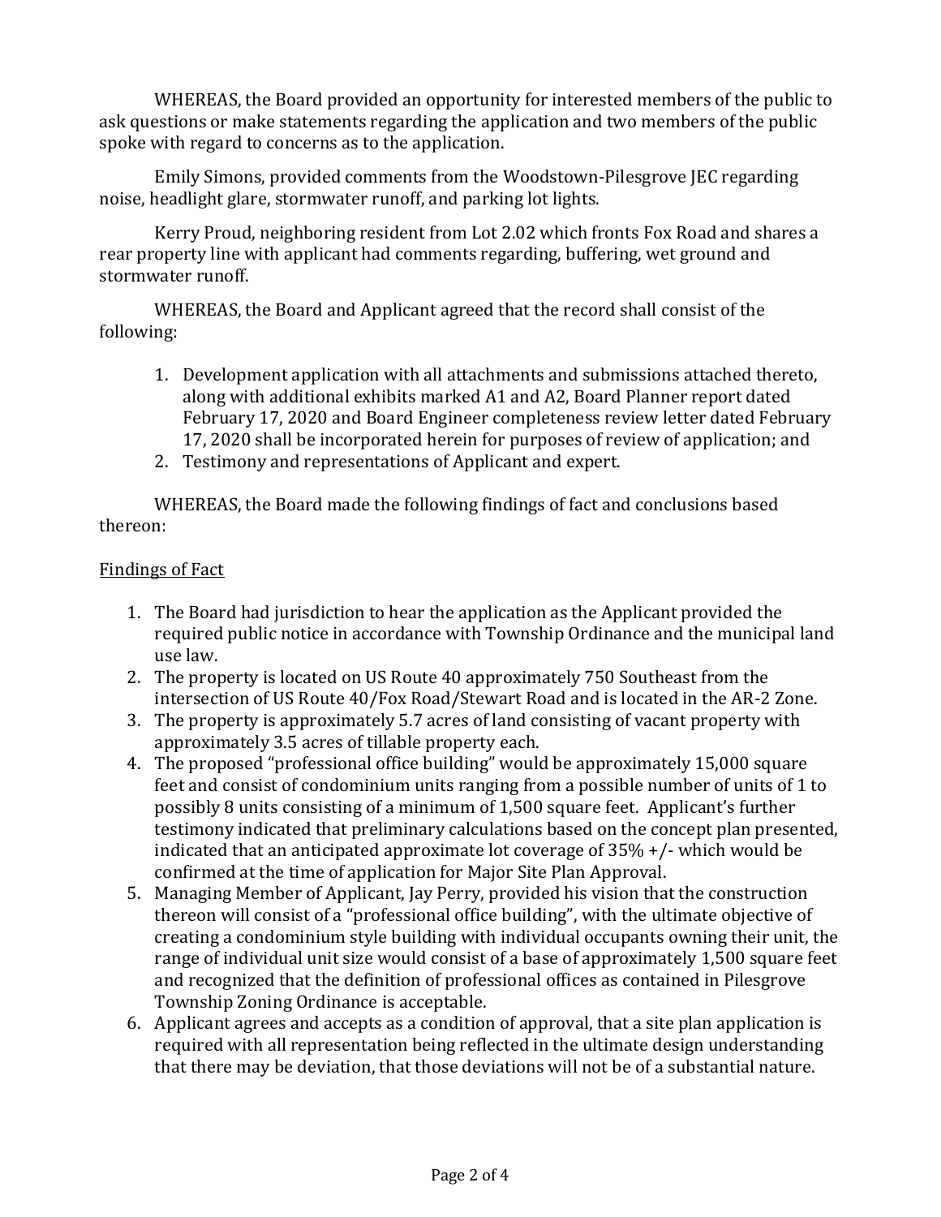WHEREAS, the Board provided an opportunity for interested members of the public to ask questions or make statements regarding the application and two members of the public spoke with regard to concerns as to the application.

Emily Simons, provided comments from the Woodstown-Pilesgrove JEC regarding noise, headlight glare, stormwater runoff, and parking lot lights.

Kerry Proud, neighboring resident from Lot 2.02 which fronts Fox Road and shares a rear property line with applicant had comments regarding, buffering, wet ground and stormwater runoff.

WHEREAS, the Board and Applicant agreed that the record shall consist of the following:

1. Development application with all attachments and submissions attached thereto, along with additional exhibits marked A1 and A2, Board Planner report dated February 17, 2020 and Board Engineer completeness review letter dated February 17, 2020 shall be incorporated herein for purposes of review of application; and
2. Testimony and representations of Applicant and expert.

WHEREAS, the Board made the following findings of fact and conclusions based thereon:

<u>Findings of Fact</u>

1. The Board had jurisdiction to hear the application as the Applicant provided the required public notice in accordance with Township Ordinance and the municipal land use law.
2. The property is located on US Route 40 approximately 750 Southeast from the intersection of US Route 40/Fox Road/Stewart Road and is located in the AR-2 Zone.
3. The property is approximately 5.7 acres of land consisting of vacant property with approximately 3.5 acres of tillable property each.
4. The proposed "professional office building" would be approximately 15,000 square feet and consist of condominium units ranging from a possible number of units of 1 to possibly 8 units consisting of a minimum of 1,500 square feet. Applicant's further testimony indicated that preliminary calculations based on the concept plan presented, indicated that an anticipated approximate lot coverage of 35% +/- which would be confirmed at the time of application for Major Site Plan Approval.
5. Managing Member of Applicant, Jay Perry, provided his vision that the construction thereon will consist of a "professional office building", with the ultimate objective of creating a condominium style building with individual occupants owning their unit, the range of individual unit size would consist of a base of approximately 1,500 square feet and recognized that the definition of professional offices as contained in Pilesgrove Township Zoning Ordinance is acceptable.
6. Applicant agrees and accepts as a condition of approval, that a site plan application is required with all representation being reflected in the ultimate design understanding that there may be deviation, that those deviations will not be of a substantial nature.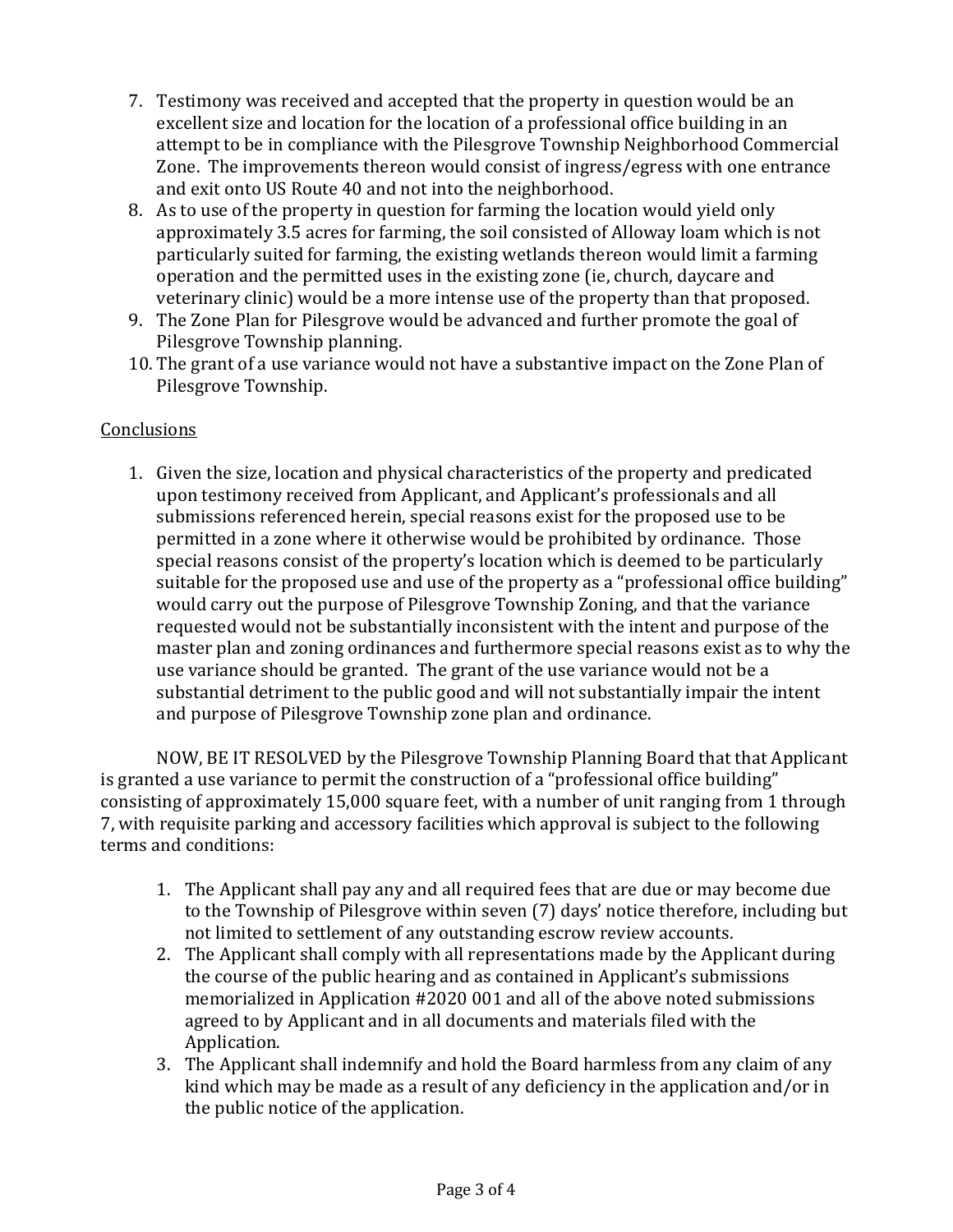7. Testimony was received and accepted that the property in question would be an excellent size and location for the location of a professional office building in an attempt to be in compliance with the Pilesgrove Township Neighborhood Commercial Zone. The improvements thereon would consist of ingress/egress with one entrance and exit onto US Route 40 and not into the neighborhood.
8. As to use of the property in question for farming the location would yield only approximately 3.5 acres for farming, the soil consisted of Alloway loam which is not particularly suited for farming, the existing wetlands thereon would limit a farming operation and the permitted uses in the existing zone (ie, church, daycare and veterinary clinic) would be a more intense use of the property than that proposed.
9. The Zone Plan for Pilesgrove would be advanced and further promote the goal of Pilesgrove Township planning.
10. The grant of a use variance would not have a substantive impact on the Zone Plan of Pilesgrove Township.

<u>Conclusions</u>

1. Given the size, location and physical characteristics of the property and predicated upon testimony received from Applicant, and Applicant's professionals and all submissions referenced herein, special reasons exist for the proposed use to be permitted in a zone where it otherwise would be prohibited by ordinance. Those special reasons consist of the property's location which is deemed to be particularly suitable for the proposed use and use of the property as a "professional office building" would carry out the purpose of Pilesgrove Township Zoning, and that the variance requested would not be substantially inconsistent with the intent and purpose of the master plan and zoning ordinances and furthermore special reasons exist as to why the use variance should be granted. The grant of the use variance would not be a substantial detriment to the public good and will not substantially impair the intent and purpose of Pilesgrove Township zone plan and ordinance.

NOW, BE IT RESOLVED by the Pilesgrove Township Planning Board that that Applicant is granted a use variance to permit the construction of a "professional office building" consisting of approximately 15,000 square feet, with a number of unit ranging from 1 through 7, with requisite parking and accessory facilities which approval is subject to the following terms and conditions:

1. The Applicant shall pay any and all required fees that are due or may become due to the Township of Pilesgrove within seven (7) days' notice therefore, including but not limited to settlement of any outstanding escrow review accounts.
2. The Applicant shall comply with all representations made by the Applicant during the course of the public hearing and as contained in Applicant's submissions memorialized in Application #2020 001 and all of the above noted submissions agreed to by Applicant and in all documents and materials filed with the Application.
3. The Applicant shall indemnify and hold the Board harmless from any claim of any kind which may be made as a result of any deficiency in the application and/or in the public notice of the application.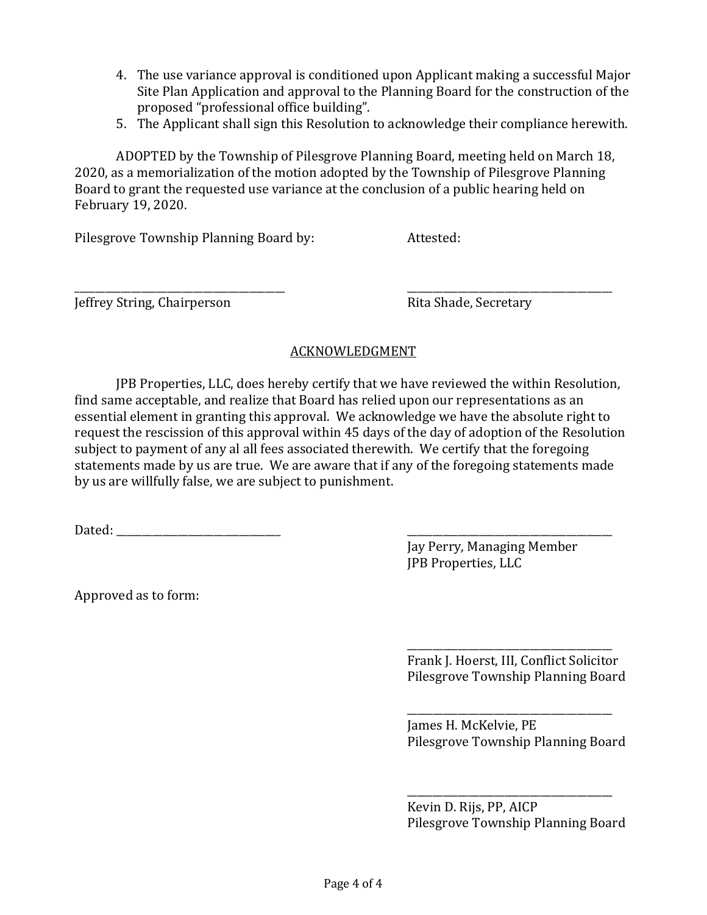4. The use variance approval is conditioned upon Applicant making a successful Major Site Plan Application and approval to the Planning Board for the construction of the proposed "professional office building".
5. The Applicant shall sign this Resolution to acknowledge their compliance herewith.

ADOPTED by the Township of Pilesgrove Planning Board, meeting held on March 18, 2020, as a memorialization of the motion adopted by the Township of Pilesgrove Planning Board to grant the requested use variance at the conclusion of a public hearing held on February 19, 2020.

Pilesgrove Township Planning Board by:

\_\_\_\_\_\_\_\_\_\_\_\_\_\_\_\_\_\_\_\_\_\_\_\_\_\_\_\_\_\_\_\_\_\_\_\_\_\_
Jeffrey String, Chairperson

Attested:

\_\_\_\_\_\_\_\_\_\_\_\_\_\_\_\_\_\_\_\_\_\_\_\_\_\_\_\_\_\_\_\_\_\_\_\_\_\_
Rita Shade, Secretary

## ACKNOWLEDGMENT

JPB Properties, LLC, does hereby certify that we have reviewed the within Resolution, find same acceptable, and realize that Board has relied upon our representations as an essential element in granting this approval. We acknowledge we have the absolute right to request the rescission of this approval within 45 days of the day of adoption of the Resolution subject to payment of any al all fees associated therewith. We certify that the foregoing statements made by us are true. We are aware that if any of the foregoing statements made by us are willfully false, we are subject to punishment.

Dated: \_\_\_\_\_\_\_\_\_\_\_\_\_\_\_\_\_\_\_\_\_\_\_\_\_\_\_\_\_\_

\_\_\_\_\_\_\_\_\_\_\_\_\_\_\_\_\_\_\_\_\_\_\_\_\_\_\_\_\_\_\_\_\_\_\_\_\_\_
Jay Perry, Managing Member
JPB Properties, LLC

Approved as to form:

\_\_\_\_\_\_\_\_\_\_\_\_\_\_\_\_\_\_\_\_\_\_\_\_\_\_\_\_\_\_\_\_\_\_\_\_\_\_
Frank J. Hoerst, III, Conflict Solicitor
Pilesgrove Township Planning Board

\_\_\_\_\_\_\_\_\_\_\_\_\_\_\_\_\_\_\_\_\_\_\_\_\_\_\_\_\_\_\_\_\_\_\_\_\_\_
James H. McKelvie, PE
Pilesgrove Township Planning Board

\_\_\_\_\_\_\_\_\_\_\_\_\_\_\_\_\_\_\_\_\_\_\_\_\_\_\_\_\_\_\_\_\_\_\_\_\_\_
Kevin D. Rijs, PP, AICP
Pilesgrove Township Planning Board